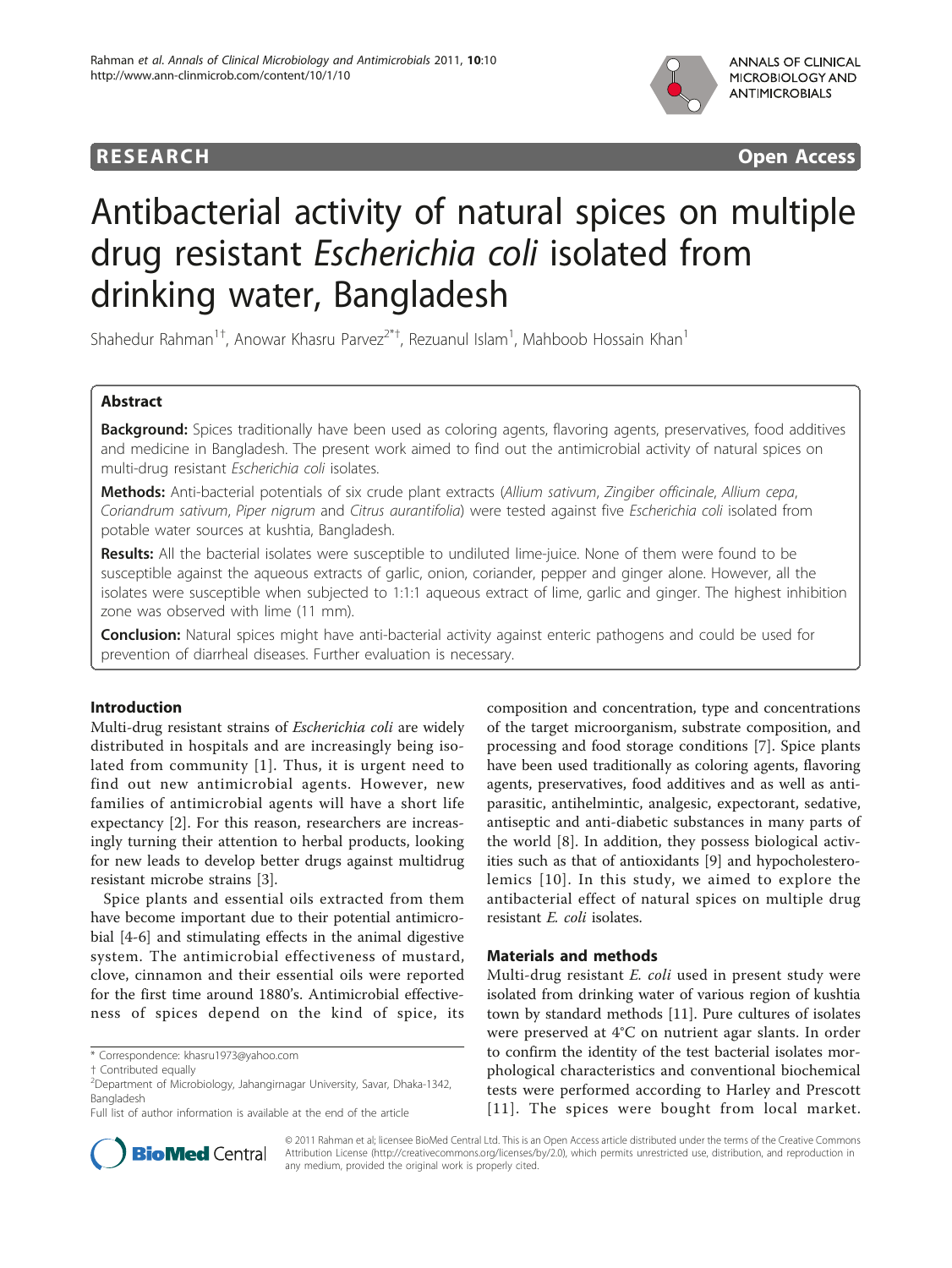**RESEARCH** **Open Access**

# Antibacterial activity of natural spices on multiple drug resistant *Escherichia coli* isolated from drinking water, Bangladesh

Shahedur Rahman[1†], Anowar Khasru Parvez[2*†], Rezuanul Islam[1], Mahboob Hossain Khan[1]

## Abstract

**Background:** Spices traditionally have been used as coloring agents, flavoring agents, preservatives, food additives and medicine in Bangladesh. The present work aimed to find out the antimicrobial activity of natural spices on multi-drug resistant *Escherichia coli* isolates.

**Methods:** Anti-bacterial potentials of six crude plant extracts (*Allium sativum*, *Zingiber officinale*, *Allium cepa*, *Coriandrum sativum*, *Piper nigrum* and *Citrus aurantifolia*) were tested against five *Escherichia coli* isolated from potable water sources at kushtia, Bangladesh.

**Results:** All the bacterial isolates were susceptible to undiluted lime-juice. None of them were found to be susceptible against the aqueous extracts of garlic, onion, coriander, pepper and ginger alone. However, all the isolates were susceptible when subjected to 1:1:1 aqueous extract of lime, garlic and ginger. The highest inhibition zone was observed with lime (11 mm).

**Conclusion:** Natural spices might have anti-bacterial activity against enteric pathogens and could be used for prevention of diarrheal diseases. Further evaluation is necessary.

## Introduction

Multi-drug resistant strains of *Escherichia coli* are widely distributed in hospitals and are increasingly being isolated from community [1]. Thus, it is urgent need to find out new antimicrobial agents. However, new families of antimicrobial agents will have a short life expectancy [2]. For this reason, researchers are increasingly turning their attention to herbal products, looking for new leads to develop better drugs against multidrug resistant microbe strains [3].

Spice plants and essential oils extracted from them have become important due to their potential antimicrobial [4-6] and stimulating effects in the animal digestive system. The antimicrobial effectiveness of mustard, clove, cinnamon and their essential oils were reported for the first time around 1880's. Antimicrobial effectiveness of spices depend on the kind of spice, its composition and concentration, type and concentrations of the target microorganism, substrate composition, and processing and food storage conditions [7]. Spice plants have been used traditionally as coloring agents, flavoring agents, preservatives, food additives as well as anti-parasitic, antihelmintic, analgesic, expectorant, sedative, antiseptic and anti-diabetic substances in many parts of the world [8]. In addition, they possess biological activities such as that of antioxidants [9] and hypocholesterolemics [10]. In this study, we aimed to explore the antibacterial effect of natural spices on multiple drug resistant *E. coli* isolates.

## Materials and methods

Multi-drug resistant *E. coli* used in present study were isolated from drinking water of various region of kushtia town by standard methods [11]. Pure cultures of isolates were preserved at 4°C on nutrient agar slants. In order to confirm the identity of the test bacterial isolates morphological characteristics and conventional biochemical tests were performed according to Harley and Prescott [11]. The spices were bought from local market.

\* Correspondence: khasru1973@yahoo.com
† Contributed equally
[2]Department of Microbiology, Jahangirnagar University, Savar, Dhaka-1342, Bangladesh
Full list of author information is available at the end of the article

© 2011 Rahman et al; licensee BioMed Central Ltd. This is an Open Access article distributed under the terms of the Creative Commons Attribution License (http://creativecommons.org/licenses/by/2.0), which permits unrestricted use, distribution, and reproduction in any medium, provided the original work is properly cited.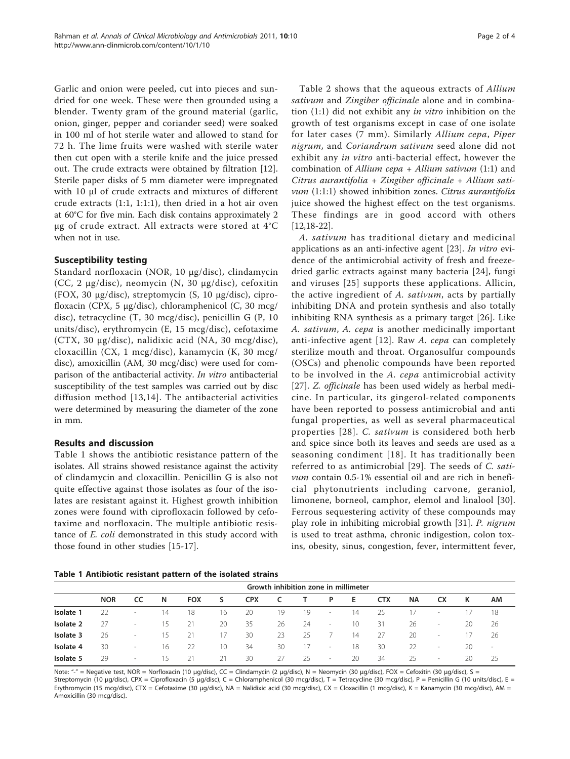Garlic and onion were peeled, cut into pieces and sun-dried for one week. These were then grounded using a blender. Twenty gram of the ground material (garlic, onion, ginger, pepper and coriander seed) were soaked in 100 ml of hot sterile water and allowed to stand for 72 h. The lime fruits were washed with sterile water then cut open with a sterile knife and the juice pressed out. The crude extracts were obtained by filtration [12]. Sterile paper disks of 5 mm diameter were impregnated with 10 μl of crude extracts and mixtures of different crude extracts (1:1, 1:1:1), then dried in a hot air oven at 60°C for five min. Each disk contains approximately 2 μg of crude extract. All extracts were stored at 4°C when not in use.

### Susceptibility testing

Standard norfloxacin (NOR, 10 μg/disc), clindamycin (CC, 2 μg/disc), neomycin (N, 30 μg/disc), cefoxitin (FOX, 30 μg/disc), streptomycin (S, 10 μg/disc), ciprofloxacin (CPX, 5 μg/disc), chloramphenicol (C, 30 mcg/disc), tetracycline (T, 30 mcg/disc), penicillin G (P, 10 units/disc), erythromycin (E, 15 mcg/disc), cefotaxime (CTX, 30 μg/disc), nalidixic acid (NA, 30 mcg/disc), cloxacillin (CX, 1 mcg/disc), kanamycin (K, 30 mcg/disc), amoxicillin (AM, 30 mcg/disc) were used for comparison of the antibacterial activity. *In vitro* antibacterial susceptibility of the test samples was carried out by disc diffusion method [13,14]. The antibacterial activities were determined by measuring the diameter of the zone in mm.

### Results and discussion

Table 1 shows the antibiotic resistance pattern of the isolates. All strains showed resistance against the activity of clindamycin and cloxacillin. Penicillin G is also not quite effective against those isolates as four of the isolates are resistant against it. Highest growth inhibition zones were found with ciprofloxacin followed by cefotaxime and norfloxacin. The multiple antibiotic resistance of *E. coli* demonstrated in this study accord with those found in other studies [15-17].

Table 2 shows that the aqueous extracts of *Allium sativum* and *Zingiber officinale* alone and in combination (1:1) did not exhibit any *in vitro* inhibition on the growth of test organisms except in case of one isolate for later cases (7 mm). Similarly *Allium cepa*, *Piper nigrum*, and *Coriandrum sativum* seed alone did not exhibit any *in vitro* anti-bacterial effect, however the combination of *Allium cepa* + *Allium sativum* (1:1) and *Citrus aurantifolia* + *Zingiber officinale* + *Allium sativum* (1:1:1) showed inhibition zones. *Citrus aurantifolia* juice showed the highest effect on the test organisms. These findings are in good accord with others [12,18-22].

*A. sativum* has traditional dietary and medicinal applications as an anti-infective agent [23]. *In vitro* evidence of the antimicrobial activity of fresh and freeze-dried garlic extracts against many bacteria [24], fungi and viruses [25] supports these applications. Allicin, the active ingredient of *A. sativum*, acts by partially inhibiting DNA and protein synthesis and also totally inhibiting RNA synthesis as a primary target [26]. Like *A. sativum*, *A. cepa* is another medicinally important anti-infective agent [12]. Raw *A. cepa* can completely sterilize mouth and throat. Organosulfur compounds (OSCs) and phenolic compounds have been reported to be involved in the *A. cepa* antimicrobial activity [27]. *Z. officinale* has been used widely as herbal medicine. In particular, its gingerol-related components have been reported to possess antimicrobial and anti fungal properties, as well as several pharmaceutical properties [28]. *C. sativum* is considered both herb and spice since both its leaves and seeds are used as a seasoning condiment [18]. It has traditionally been referred to as antimicrobial [29]. The seeds of *C. sativum* contain 0.5-1% essential oil and are rich in beneficial phytonutrients including carvone, geraniol, limonene, borneol, camphor, elemol and linalool [30]. Ferrous sequestering activity of these compounds may play role in inhibiting microbial growth [31]. *P. nigrum* is used to treat asthma, chronic indigestion, colon toxins, obesity, sinus, congestion, fever, intermittent fever,

**Table 1 Antibiotic resistant pattern of the isolated strains**

| | Growth inhibition zone in millimeter | | | | | | | | | | | | | | |
|---|---|---|---|---|---|---|---|---|---|---|---|---|---|---|---|
| | **NOR** | **CC** | **N** | **FOX** | **S** | **CPX** | **C** | **T** | **P** | **E** | **CTX** | **NA** | **CX** | **K** | **AM** |
| **Isolate 1** | 22 | - | 14 | 18 | 16 | 20 | 19 | 19 | - | 14 | 25 | 17 | - | 17 | 18 |
| **Isolate 2** | 27 | - | 15 | 21 | 20 | 35 | 26 | 24 | - | 10 | 31 | 26 | - | 20 | 26 |
| **Isolate 3** | 26 | - | 15 | 21 | 17 | 30 | 23 | 25 | 7 | 14 | 27 | 20 | - | 17 | 26 |
| **Isolate 4** | 30 | - | 16 | 22 | 10 | 34 | 30 | 17 | - | 18 | 30 | 22 | - | 20 | - |
| **Isolate 5** | 29 | - | 15 | 21 | 21 | 30 | 27 | 25 | - | 20 | 34 | 25 | - | 20 | 25 |

Note: "-" = Negative test, NOR = Norfloxacin (10 μg/disc), CC = Clindamycin (2 μg/disc), N = Neomycin (30 μg/disc), FOX = Cefoxitin (30 μg/disc), S = Streptomycin (10 μg/disc), CPX = Ciprofloxacin (5 μg/disc), C = Chloramphenicol (30 mcg/disc), T = Tetracycline (30 mcg/disc), P = Penicillin G (10 units/disc), E = Erythromycin (15 mcg/disc), CTX = Cefotaxime (30 μg/disc), NA = Nalidixic acid (30 mcg/disc), CX = Cloxacillin (1 mcg/disc), K = Kanamycin (30 mcg/disc), AM = Amoxicillin (30 mcg/disc).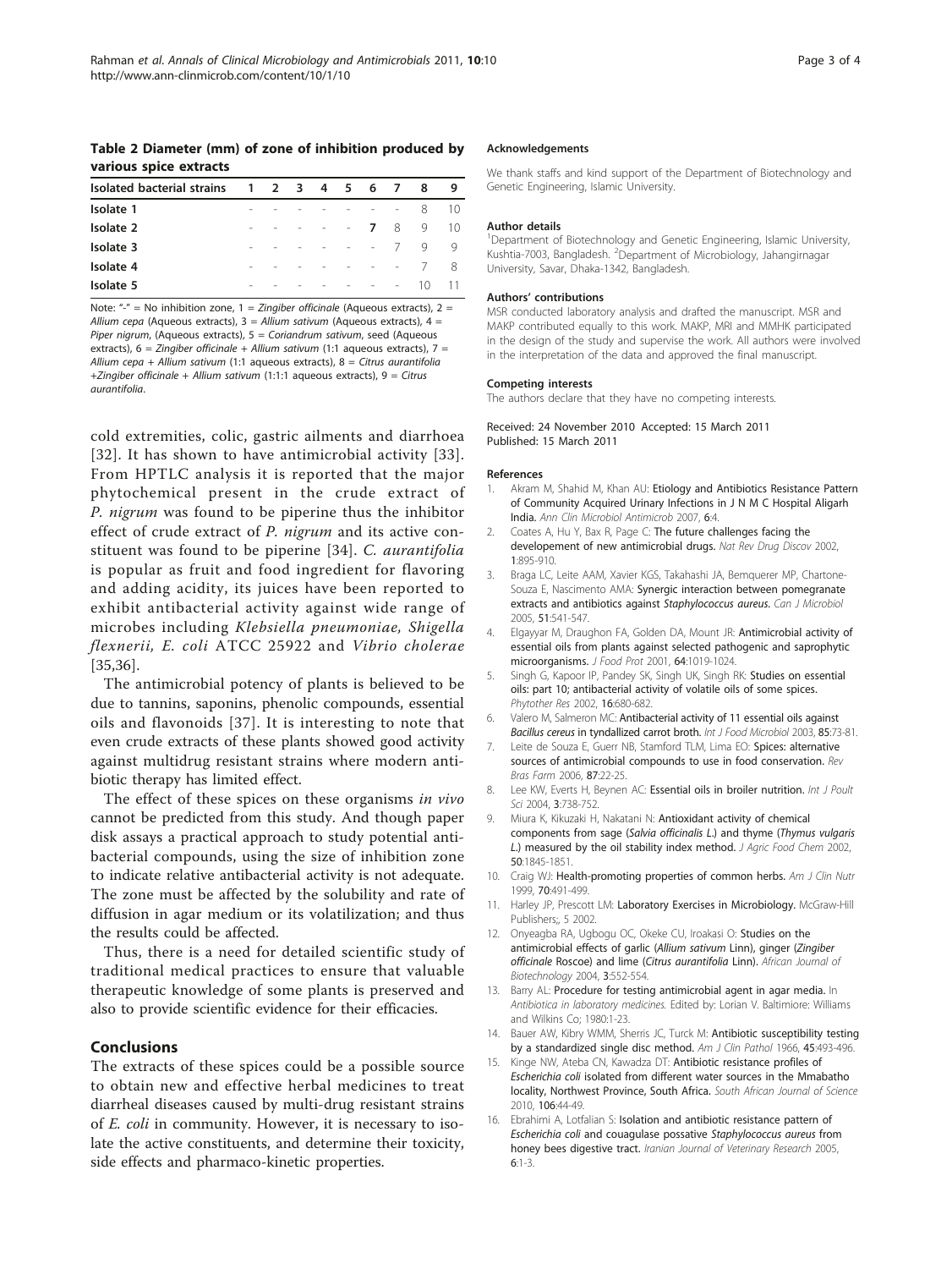**Table 2 Diameter (mm) of zone of inhibition produced by various spice extracts**

| Isolated bacterial strains | 1 | 2 | 3 | 4 | 5 | 6 | 7 | 8 | 9 |
|---|---|---|---|---|---|---|---|---|---|
| **Isolate 1** | - | - | - | - | - | - | - | 8 | 10 |
| **Isolate 2** | - | - | - | - | - | **7** | 8 | 9 | 10 |
| **Isolate 3** | - | - | - | - | - | - | 7 | 9 | 9 |
| **Isolate 4** | - | - | - | - | - | - | - | 7 | 8 |
| **Isolate 5** | - | - | - | - | - | - | - | 10 | 11 |

Note: "-" = No inhibition zone, 1 = *Zingiber officinale* (Aqueous extracts), 2 = *Allium cepa* (Aqueous extracts), 3 = *Allium sativum* (Aqueous extracts), 4 = *Piper nigrum*, (Aqueous extracts), 5 = *Coriandrum sativum*, seed (Aqueous extracts), 6 = *Zingiber officinale* + *Allium sativum* (1:1 aqueous extracts), 7 = *Allium cepa* + *Allium sativum* (1:1 aqueous extracts), 8 = *Citrus aurantifolia* +*Zingiber officinale* + *Allium sativum* (1:1:1 aqueous extracts), 9 = *Citrus aurantifolia*.

cold extremities, colic, gastric ailments and diarrhoea [32]. It has shown to have antimicrobial activity [33]. From HPTLC analysis it is reported that the major phytochemical present in the crude extract of *P. nigrum* was found to be piperine thus the inhibitor effect of crude extract of *P. nigrum* and its active constituent was found to be piperine [34]. *C. aurantifolia* is popular as fruit and food ingredient for flavoring and adding acidity, its juices have been reported to exhibit antibacterial activity against wide range of microbes including *Klebsiella pneumoniae, Shigella flexnerii, E. coli* ATCC 25922 and *Vibrio cholerae* [35,36].

The antimicrobial potency of plants is believed to be due to tannins, saponins, phenolic compounds, essential oils and flavonoids [37]. It is interesting to note that even crude extracts of these plants showed good activity against multidrug resistant strains where modern antibiotic therapy has limited effect.

The effect of these spices on these organisms *in vivo* cannot be predicted from this study. And though paper disk assays a practical approach to study potential antibacterial compounds, using the size of inhibition zone to indicate relative antibacterial activity is not adequate. The zone must be affected by the solubility and rate of diffusion in agar medium or its volatilization; and thus the results could be affected.

Thus, there is a need for detailed scientific study of traditional medical practices to ensure that valuable therapeutic knowledge of some plants is preserved and also to provide scientific evidence for their efficacies.

## Conclusions

The extracts of these spices could be a possible source to obtain new and effective herbal medicines to treat diarrheal diseases caused by multi-drug resistant strains of *E. coli* in community. However, it is necessary to isolate the active constituents, and determine their toxicity, side effects and pharmaco-kinetic properties.

#### Acknowledgements

We thank staffs and kind support of the Department of Biotechnology and Genetic Engineering, Islamic University.

#### Author details

[1]Department of Biotechnology and Genetic Engineering, Islamic University, Kushtia-7003, Bangladesh. [2]Department of Microbiology, Jahangirnagar University, Savar, Dhaka-1342, Bangladesh.

#### Authors' contributions

MSR conducted laboratory analysis and drafted the manuscript. MSR and MAKP contributed equally to this work. MAKP, MRI and MMHK participated in the design of the study and supervise the work. All authors were involved in the interpretation of the data and approved the final manuscript.

#### Competing interests

The authors declare that they have no competing interests.

Received: 24 November 2010 Accepted: 15 March 2011
Published: 15 March 2011

#### References

1. Akram M, Shahid M, Khan AU: **Etiology and Antibiotics Resistance Pattern of Community Acquired Urinary Infections in J N M C Hospital Aligarh India.** *Ann Clin Microbiol Antimicrob* 2007, **6**:4.
2. Coates A, Hu Y, Bax R, Page C: **The future challenges facing the developement of new antimicrobial drugs.** *Nat Rev Drug Discov* 2002, **1**:895-910.
3. Braga LC, Leite AAM, Xavier KGS, Takahashi JA, Bemquerer MP, Chartone-Souza E, Nascimento AMA: **Synergic interaction between pomegranate extracts and antibiotics against *Staphylococcus aureus*.** *Can J Microbiol* 2005, **51**:541-547.
4. Elgayyar M, Draughon FA, Golden DA, Mount JR: **Antimicrobial activity of essential oils from plants against selected pathogenic and saprophytic microorganisms.** *J Food Prot* 2001, **64**:1019-1024.
5. Singh G, Kapoor IP, Pandey SK, Singh UK, Singh RK: **Studies on essential oils: part 10; antibacterial activity of volatile oils of some spices.** *Phytother Res* 2002, **16**:680-682.
6. Valero M, Salmeron MC: **Antibacterial activity of 11 essential oils against *Bacillus cereus* in tyndallized carrot broth.** *Int J Food Microbiol* 2003, **85**:73-81.
7. Leite de Souza E, Guerr NB, Stamford TLM, Lima EO: **Spices: alternative sources of antimicrobial compounds to use in food conservation.** *Rev Bras Farm* 2006, **87**:22-25.
8. Lee KW, Everts H, Beynen AC: **Essential oils in broiler nutrition.** *Int J Poult Sci* 2004, **3**:738-752.
9. Miura K, Kikuzaki H, Nakatani N: **Antioxidant activity of chemical components from sage (*Salvia officinalis L.*) and thyme (*Thymus vulgaris L.*) measured by the oil stability index method.** *J Agric Food Chem* 2002, **50**:1845-1851.
10. Craig WJ: **Health-promoting properties of common herbs.** *Am J Clin Nutr* 1999, **70**:491-499.
11. Harley JP, Prescott LM: **Laboratory Exercises in Microbiology.** McGraw-Hill Publishers;, 5 2002.
12. Onyeagba RA, Ugbogu OC, Okeke CU, Iroakasi O: **Studies on the antimicrobial effects of garlic (*Allium sativum* Linn), ginger (*Zingiber officinale* Roscoe) and lime (*Citrus aurantifolia* Linn).** *African Journal of Biotechnology* 2004, **3**:552-554.
13. Barry AL: **Procedure for testing antimicrobial agent in agar media.** In *Antibiotica in laboratory medicines.* Edited by: Lorian V. Baltimore: Williams and Wilkins Co; 1980:1-23.
14. Bauer AW, Kibry WMM, Sherris JC, Turck M: **Antibiotic susceptibility testing by a standardized single disc method.** *Am J Clin Pathol* 1966, **45**:493-496.
15. Kinge NW, Ateba CN, Kawadza DT: **Antibiotic resistance profiles of *Escherichia coli* isolated from different water sources in the Mmabatho locality, Northwest Province, South Africa.** *South African Journal of Science* 2010, **106**:44-49.
16. Ebrahimi A, Lotfalian S: **Isolation and antibiotic resistance pattern of *Escherichia coli* and couagulase possative *Staphylococcus aureus* from honey bees digestive tract.** *Iranian Journal of Veterinary Research* 2005, **6**:1-3.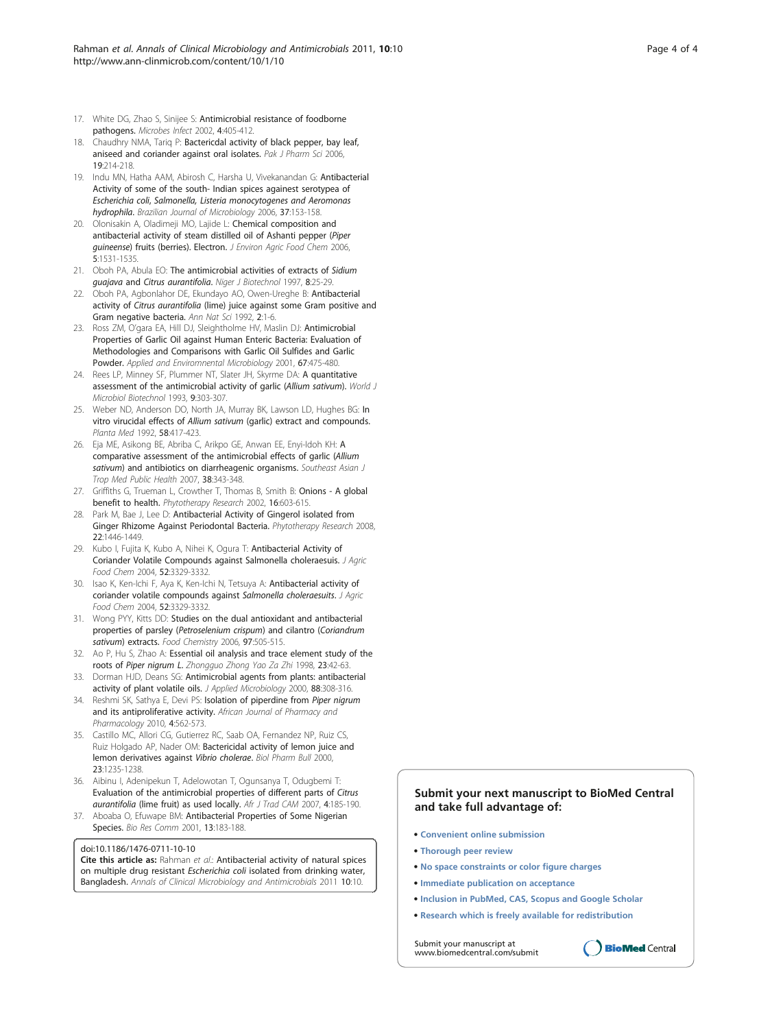17. White DG, Zhao S, Sinijee S: Antimicrobial resistance of foodborne pathogens. *Microbes Infect* 2002, 4:405-412.
18. Chaudhry NMA, Tariq P: Bactericdal activity of black pepper, bay leaf, aniseed and coriander against oral isolates. *Pak J Pharm Sci* 2006, 19:214-218.
19. Indu MN, Hatha AAM, Abirosh C, Harsha U, Vivekanandan G: Antibacterial Activity of some of the south- Indian spices against serotypea of *Escherichia coli, Salmonella, Listeria monocytogenes and Aeromonas hydrophila*. *Brazilian Journal of Microbiology* 2006, 37:153-158.
20. Olonisakin A, Oladimeji MO, Lajide L: Chemical composition and antibacterial activity of steam distilled oil of Ashanti pepper (*Piper guineense*) fruits (berries). Electron. *J Environ Agric Food Chem* 2006, 5:1531-1535.
21. Oboh PA, Abula EO: The antimicrobial activities of extracts of *Sidium guajava* and *Citrus aurantifolia*. *Niger J Biotechnol* 1997, 8:25-29.
22. Oboh PA, Agbonlahor DE, Ekundayo AO, Owen-Ureghe B: Antibacterial activity of *Citrus aurantifolia* (lime) juice against some Gram positive and Gram negative bacteria. *Ann Nat Sci* 1992, 2:1-6.
23. Ross ZM, O'gara EA, Hill DJ, Sleightholme HV, Maslin DJ: Antimicrobial Properties of Garlic Oil against Human Enteric Bacteria: Evaluation of Methodologies and Comparisons with Garlic Oil Sulfides and Garlic Powder. *Applied and Enviromnental Microbiology* 2001, 67:475-480.
24. Rees LP, Minney SF, Plummer NT, Slater JH, Skyrme DA: A quantitative assessment of the antimicrobial activity of garlic (*Allium sativum*). *World J Microbiol Biotechnol* 1993, 9:303-307.
25. Weber ND, Anderson DO, North JA, Murray BK, Lawson LD, Hughes BG: In vitro virucidal effects of *Allium sativum* (garlic) extract and compounds. *Planta Med* 1992, 58:417-423.
26. Eja ME, Asikong BE, Abriba C, Arikpo GE, Anwan EE, Enyi-Idoh KH: A comparative assessment of the antimicrobial effects of garlic (*Allium sativum*) and antibiotics on diarrheagenic organisms. *Southeast Asian J Trop Med Public Health* 2007, 38:343-348.
27. Griffiths G, Trueman L, Crowther T, Thomas B, Smith B: Onions - A global benefit to health. *Phytotherapy Research* 2002, 16:603-615.
28. Park M, Bae J, Lee D: Antibacterial Activity of Gingerol isolated from Ginger Rhizome Against Periodontal Bacteria. *Phytotherapy Research* 2008, 22:1446-1449.
29. Kubo I, Fujita K, Kubo A, Nihei K, Ogura T: Antibacterial Activity of Coriander Volatile Compounds against Salmonella choleraesuis. *J Agric Food Chem* 2004, 52:3329-3332.
30. Isao K, Ken-Ichi F, Aya K, Ken-Ichi N, Tetsuya A: Antibacterial activity of coriander volatile compounds against *Salmonella choleraesuits*. *J Agric Food Chem* 2004, 52:3329-3332.
31. Wong PYY, Kitts DD: Studies on the dual antioxidant and antibacterial properties of parsley (*Petroselenium crispum*) and cilantro (*Coriandrum sativum*) extracts. *Food Chemistry* 2006, 97:505-515.
32. Ao P, Hu S, Zhao A: Essential oil analysis and trace element study of the roots of *Piper nigrum L*. *Zhongguo Zhong Yao Za Zhi* 1998, 23:42-63.
33. Dorman HJD, Deans SG: Antimicrobial agents from plants: antibacterial activity of plant volatile oils. *J Applied Microbiology* 2000, 88:308-316.
34. Reshmi SK, Sathya E, Devi PS: Isolation of piperdine from *Piper nigrum* and its antiproliferative activity. *African Journal of Pharmacy and Pharmacology* 2010, 4:562-573.
35. Castillo MC, Allori CG, Gutierrez RC, Saab OA, Fernandez NP, Ruiz CS, Ruiz Holgado AP, Nader OM: Bactericidal activity of lemon juice and lemon derivatives against *Vibrio cholerae*. *Biol Pharm Bull* 2000, 23:1235-1238.
36. Aibinu I, Adenipekun T, Adelowotan T, Ogunsanya T, Odugbemi T: Evaluation of the antimicrobial properties of different parts of *Citrus aurantifolia* (lime fruit) as used locally. *Afr J Trad CAM* 2007, 4:185-190.
37. Aboaba O, Efuwape BM: Antibacterial Properties of Some Nigerian Species. *Bio Res Comm* 2001, 13:183-188.

doi:10.1186/1476-0711-10-10

**Cite this article as:** Rahman *et al.*: Antibacterial activity of natural spices on multiple drug resistant *Escherichia coli* isolated from drinking water, Bangladesh. *Annals of Clinical Microbiology and Antimicrobials* 2011 10:10.

**Submit your next manuscript to BioMed Central and take full advantage of:**

- **Convenient online submission**
- **Thorough peer review**
- **No space constraints or color figure charges**
- **Immediate publication on acceptance**
- **Inclusion in PubMed, CAS, Scopus and Google Scholar**
- **Research which is freely available for redistribution**

Submit your manuscript at
www.biomedcentral.com/submit

BioMed Central